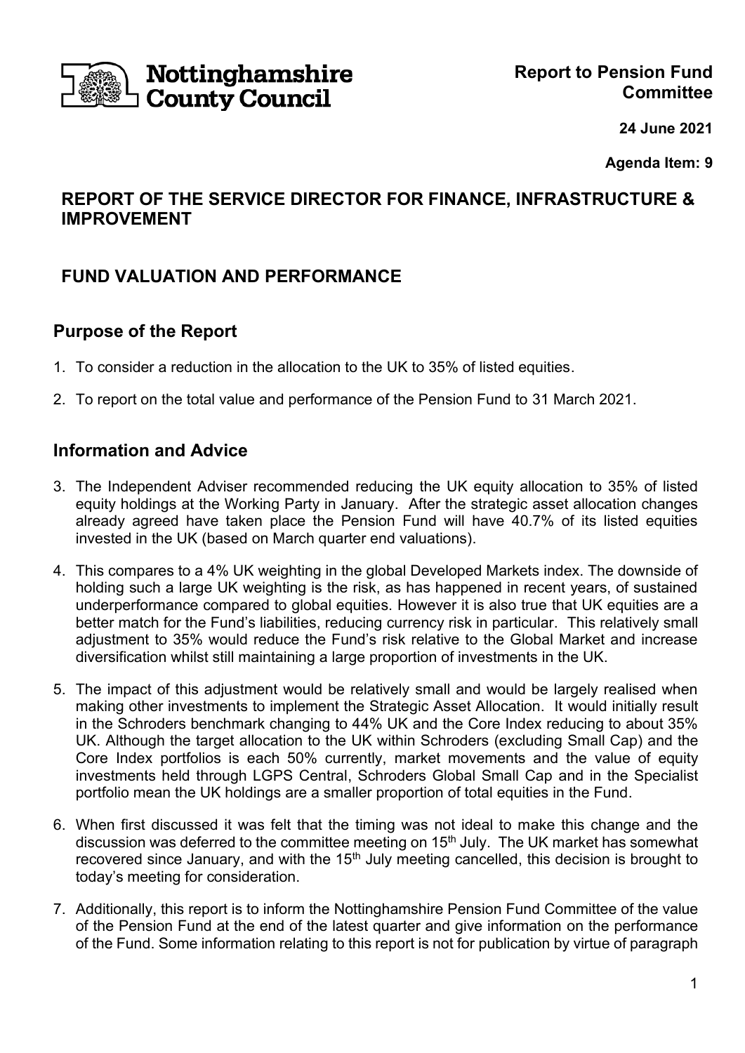Nottinghamshire County Council

**Report to Pension Fund Committee**

**24 June 2021**

**Agenda Item: 9**

## REPORT OF THE SERVICE DIRECTOR FOR FINANCE, INFRASTRUCTURE & IMPROVEMENT

## FUND VALUATION AND PERFORMANCE

## Purpose of the Report

1. To consider a reduction in the allocation to the UK to 35% of listed equities.
2. To report on the total value and performance of the Pension Fund to 31 March 2021.

## Information and Advice

3. The Independent Adviser recommended reducing the UK equity allocation to 35% of listed equity holdings at the Working Party in January. After the strategic asset allocation changes already agreed have taken place the Pension Fund will have 40.7% of its listed equities invested in the UK (based on March quarter end valuations).
4. This compares to a 4% UK weighting in the global Developed Markets index. The downside of holding such a large UK weighting is the risk, as has happened in recent years, of sustained underperformance compared to global equities. However it is also true that UK equities are a better match for the Fund's liabilities, reducing currency risk in particular. This relatively small adjustment to 35% would reduce the Fund's risk relative to the Global Market and increase diversification whilst still maintaining a large proportion of investments in the UK.
5. The impact of this adjustment would be relatively small and would be largely realised when making other investments to implement the Strategic Asset Allocation. It would initially result in the Schroders benchmark changing to 44% UK and the Core Index reducing to about 35% UK. Although the target allocation to the UK within Schroders (excluding Small Cap) and the Core Index portfolios is each 50% currently, market movements and the value of equity investments held through LGPS Central, Schroders Global Small Cap and in the Specialist portfolio mean the UK holdings are a smaller proportion of total equities in the Fund.
6. When first discussed it was felt that the timing was not ideal to make this change and the discussion was deferred to the committee meeting on 15th July. The UK market has somewhat recovered since January, and with the 15th July meeting cancelled, this decision is brought to today's meeting for consideration.
7. Additionally, this report is to inform the Nottinghamshire Pension Fund Committee of the value of the Pension Fund at the end of the latest quarter and give information on the performance of the Fund. Some information relating to this report is not for publication by virtue of paragraph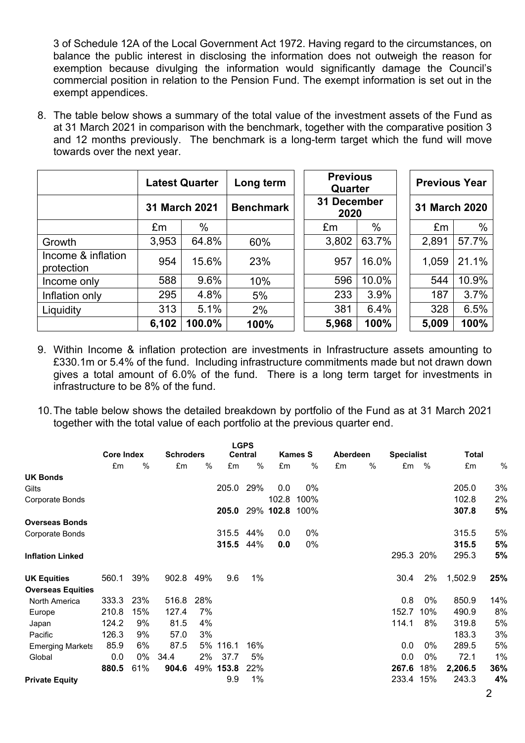3 of Schedule 12A of the Local Government Act 1972. Having regard to the circumstances, on balance the public interest in disclosing the information does not outweigh the reason for exemption because divulging the information would significantly damage the Council's commercial position in relation to the Pension Fund. The exempt information is set out in the exempt appendices.

8. The table below shows a summary of the total value of the investment assets of the Fund as at 31 March 2021 in comparison with the benchmark, together with the comparative position 3 and 12 months previously. The benchmark is a long-term target which the fund will move towards over the next year.

| | Latest Quarter | | Long term | Previous Quarter | | Previous Year | |
|---|---|---|---|---|---|---|---|
| | 31 March 2021 | | Benchmark | 31 December 2020 | | 31 March 2020 | |
| | £m | % | | £m | % | £m | % |
| Growth | 3,953 | 64.8% | 60% | 3,802 | 63.7% | 2,891 | 57.7% |
| Income & inflation protection | 954 | 15.6% | 23% | 957 | 16.0% | 1,059 | 21.1% |
| Income only | 588 | 9.6% | 10% | 596 | 10.0% | 544 | 10.9% |
| Inflation only | 295 | 4.8% | 5% | 233 | 3.9% | 187 | 3.7% |
| Liquidity | 313 | 5.1% | 2% | 381 | 6.4% | 328 | 6.5% |
| | **6,102** | **100.0%** | **100%** | **5,968** | **100%** | **5,009** | **100%** |

9. Within Income & inflation protection are investments in Infrastructure assets amounting to £330.1m or 5.4% of the fund. Including infrastructure commitments made but not drawn down gives a total amount of 6.0% of the fund. There is a long term target for investments in infrastructure to be 8% of the fund.

10. The table below shows the detailed breakdown by portfolio of the Fund as at 31 March 2021 together with the total value of each portfolio at the previous quarter end.

| | Core Index | | Schroders | | LGPS Central | | Kames S | | Aberdeen | | Specialist | | Total | |
|---|---|---|---|---|---|---|---|---|---|---|---|---|---|---|
| | £m | % | £m | % | £m | % | £m | % | £m | % | £m | % | £m | % |
| **UK Bonds** | | | | | | | | | | | | | | |
| Gilts | | | | | 205.0 | 29% | 0.0 | 0% | | | | | 205.0 | 3% |
| Corporate Bonds | | | | | | | 102.8 | 100% | | | | | 102.8 | 2% |
| | | | | | **205.0** | 29% | **102.8** | 100% | | | | | **307.8** | **5%** |
| **Overseas Bonds** | | | | | | | | | | | | | | |
| Corporate Bonds | | | | | 315.5 | 44% | 0.0 | 0% | | | | | 315.5 | 5% |
| | | | | | **315.5** | 44% | **0.0** | 0% | | | | | **315.5** | **5%** |
| **Inflation Linked** | | | | | | | | | | | 295.3 | 20% | 295.3 | **5%** |
| **UK Equities** | 560.1 | 39% | 902.8 | 49% | 9.6 | 1% | | | | | 30.4 | 2% | 1,502.9 | **25%** |
| **Overseas Equities** | | | | | | | | | | | | | | |
| North America | 333.3 | 23% | 516.8 | 28% | | | | | | | 0.8 | 0% | 850.9 | 14% |
| Europe | 210.8 | 15% | 127.4 | 7% | | | | | | | 152.7 | 10% | 490.9 | 8% |
| Japan | 124.2 | 9% | 81.5 | 4% | | | | | | | 114.1 | 8% | 319.8 | 5% |
| Pacific | 126.3 | 9% | 57.0 | 3% | | | | | | | | | 183.3 | 3% |
| Emerging Markets | 85.9 | 6% | 87.5 | 5% | 116.1 | 16% | | | | | 0.0 | 0% | 289.5 | 5% |
| Global | 0.0 | 0% | 34.4 | 2% | 37.7 | 5% | | | | | 0.0 | 0% | 72.1 | 1% |
| | **880.5** | 61% | **904.6** | 49% | **153.8** | 22% | | | | | **267.6** | 18% | **2,206.5** | **36%** |
| **Private Equity** | | | | | 9.9 | 1% | | | | | 233.4 | 15% | 243.3 | **4%** |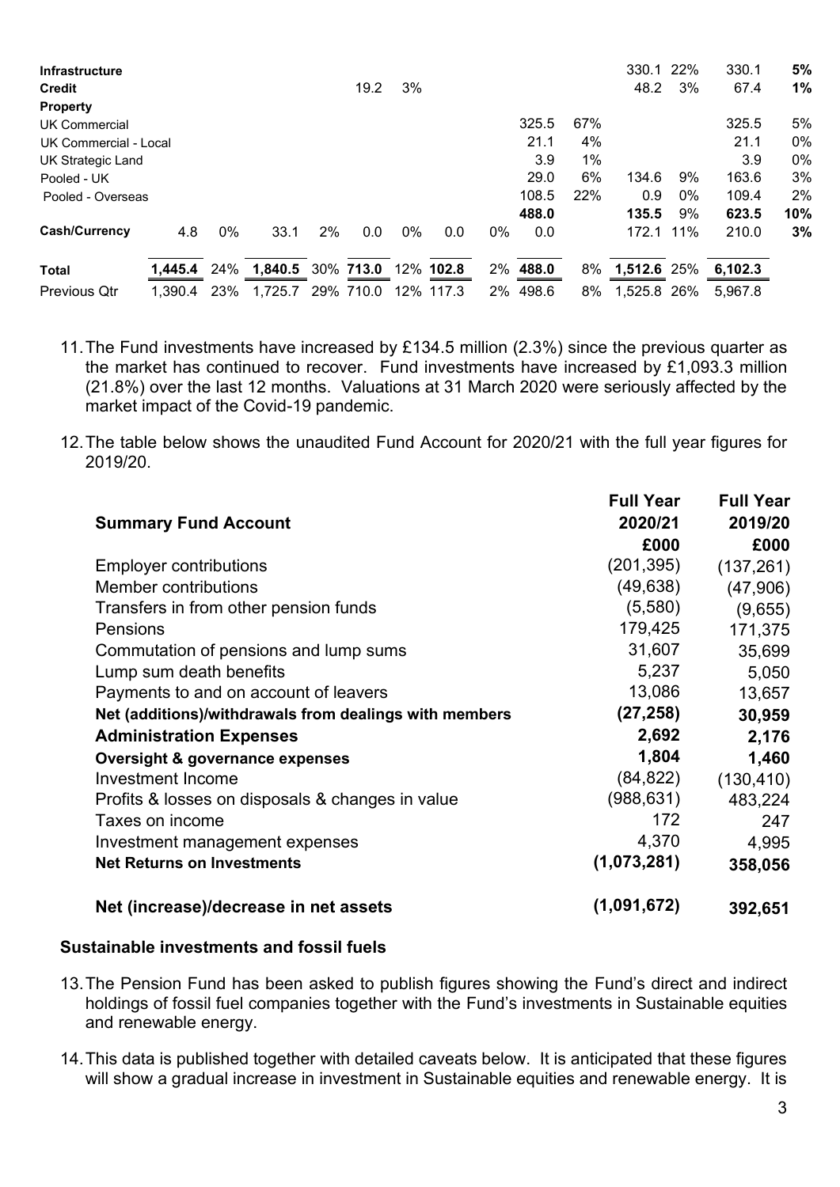| | | | | | | | | | | | | | | |
|---|---|---|---|---|---|---|---|---|---|---|---|---|---|---|
| **Infrastructure** | | | | | | | | | | | 330.1 | 22% | 330.1 | **5%** |
| **Credit** | | | | | 19.2 | 3% | | | | | 48.2 | 3% | 67.4 | **1%** |
| **Property** | | | | | | | | | | | | | | |
| UK Commercial | | | | | | | | | 325.5 | 67% | | | 325.5 | 5% |
| UK Commercial - Local | | | | | | | | | 21.1 | 4% | | | 21.1 | 0% |
| UK Strategic Land | | | | | | | | | 3.9 | 1% | | | 3.9 | 0% |
| Pooled - UK | | | | | | | | | 29.0 | 6% | 134.6 | 9% | 163.6 | 3% |
| Pooled - Overseas | | | | | | | | | 108.5 | 22% | 0.9 | 0% | 109.4 | 2% |
| | | | | | | | | | **488.0** | | **135.5** | **9%** | **623.5** | **10%** |
| **Cash/Currency** | 4.8 | 0% | 33.1 | 2% | 0.0 | 0% | 0.0 | 0% | 0.0 | | 172.1 | 11% | 210.0 | **3%** |
| **Total** | **1,445.4** | 24% | **1,840.5** | 30% | **713.0** | 12% | **102.8** | 2% | **488.0** | 8% | **1,512.6** | 25% | **6,102.3** | |
| Previous Qtr | 1,390.4 | 23% | 1,725.7 | 29% | 710.0 | 12% | 117.3 | 2% | 498.6 | 8% | 1,525.8 | 26% | 5,967.8 | |

11. The Fund investments have increased by £134.5 million (2.3%) since the previous quarter as the market has continued to recover. Fund investments have increased by £1,093.3 million (21.8%) over the last 12 months. Valuations at 31 March 2020 were seriously affected by the market impact of the Covid-19 pandemic.

12. The table below shows the unaudited Fund Account for 2020/21 with the full year figures for 2019/20.

| **Summary Fund Account** | **Full Year 2020/21 £000** | **Full Year 2019/20 £000** |
|---|---|---|
| Employer contributions | (201,395) | (137,261) |
| Member contributions | (49,638) | (47,906) |
| Transfers in from other pension funds | (5,580) | (9,655) |
| Pensions | 179,425 | 171,375 |
| Commutation of pensions and lump sums | 31,607 | 35,699 |
| Lump sum death benefits | 5,237 | 5,050 |
| Payments to and on account of leavers | 13,086 | 13,657 |
| **Net (additions)/withdrawals from dealings with members** | **(27,258)** | **30,959** |
| **Administration Expenses** | **2,692** | **2,176** |
| **Oversight & governance expenses** | **1,804** | **1,460** |
| Investment Income | (84,822) | (130,410) |
| Profits & losses on disposals & changes in value | (988,631) | 483,224 |
| Taxes on income | 172 | 247 |
| Investment management expenses | 4,370 | 4,995 |
| **Net Returns on Investments** | **(1,073,281)** | **358,056** |
| **Net (increase)/decrease in net assets** | **(1,091,672)** | **392,651** |

### Sustainable investments and fossil fuels

13. The Pension Fund has been asked to publish figures showing the Fund's direct and indirect holdings of fossil fuel companies together with the Fund's investments in Sustainable equities and renewable energy.

14. This data is published together with detailed caveats below. It is anticipated that these figures will show a gradual increase in investment in Sustainable equities and renewable energy. It is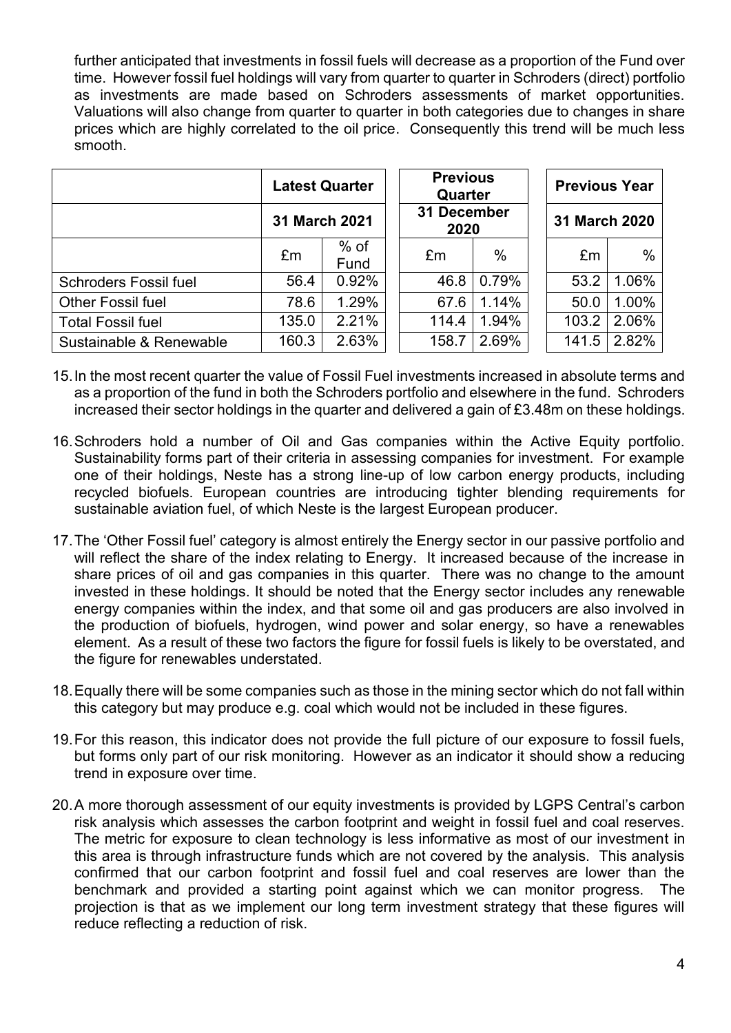further anticipated that investments in fossil fuels will decrease as a proportion of the Fund over time. However fossil fuel holdings will vary from quarter to quarter in Schroders (direct) portfolio as investments are made based on Schroders assessments of market opportunities. Valuations will also change from quarter to quarter in both categories due to changes in share prices which are highly correlated to the oil price. Consequently this trend will be much less smooth.

| | Latest Quarter | | Previous Quarter | | Previous Year | |
|---|---|---|---|---|---|---|
| | 31 March 2021 | | 31 December 2020 | | 31 March 2020 | |
| | £m | % of Fund | £m | % | £m | % |
| Schroders Fossil fuel | 56.4 | 0.92% | 46.8 | 0.79% | 53.2 | 1.06% |
| Other Fossil fuel | 78.6 | 1.29% | 67.6 | 1.14% | 50.0 | 1.00% |
| Total Fossil fuel | 135.0 | 2.21% | 114.4 | 1.94% | 103.2 | 2.06% |
| Sustainable & Renewable | 160.3 | 2.63% | 158.7 | 2.69% | 141.5 | 2.82% |

15. In the most recent quarter the value of Fossil Fuel investments increased in absolute terms and as a proportion of the fund in both the Schroders portfolio and elsewhere in the fund. Schroders increased their sector holdings in the quarter and delivered a gain of £3.48m on these holdings.

16. Schroders hold a number of Oil and Gas companies within the Active Equity portfolio. Sustainability forms part of their criteria in assessing companies for investment. For example one of their holdings, Neste has a strong line-up of low carbon energy products, including recycled biofuels. European countries are introducing tighter blending requirements for sustainable aviation fuel, of which Neste is the largest European producer.

17. The 'Other Fossil fuel' category is almost entirely the Energy sector in our passive portfolio and will reflect the share of the index relating to Energy. It increased because of the increase in share prices of oil and gas companies in this quarter. There was no change to the amount invested in these holdings. It should be noted that the Energy sector includes any renewable energy companies within the index, and that some oil and gas producers are also involved in the production of biofuels, hydrogen, wind power and solar energy, so have a renewables element. As a result of these two factors the figure for fossil fuels is likely to be overstated, and the figure for renewables understated.

18. Equally there will be some companies such as those in the mining sector which do not fall within this category but may produce e.g. coal which would not be included in these figures.

19. For this reason, this indicator does not provide the full picture of our exposure to fossil fuels, but forms only part of our risk monitoring. However as an indicator it should show a reducing trend in exposure over time.

20. A more thorough assessment of our equity investments is provided by LGPS Central's carbon risk analysis which assesses the carbon footprint and weight in fossil fuel and coal reserves. The metric for exposure to clean technology is less informative as most of our investment in this area is through infrastructure funds which are not covered by the analysis. This analysis confirmed that our carbon footprint and fossil fuel and coal reserves are lower than the benchmark and provided a starting point against which we can monitor progress. The projection is that as we implement our long term investment strategy that these figures will reduce reflecting a reduction of risk.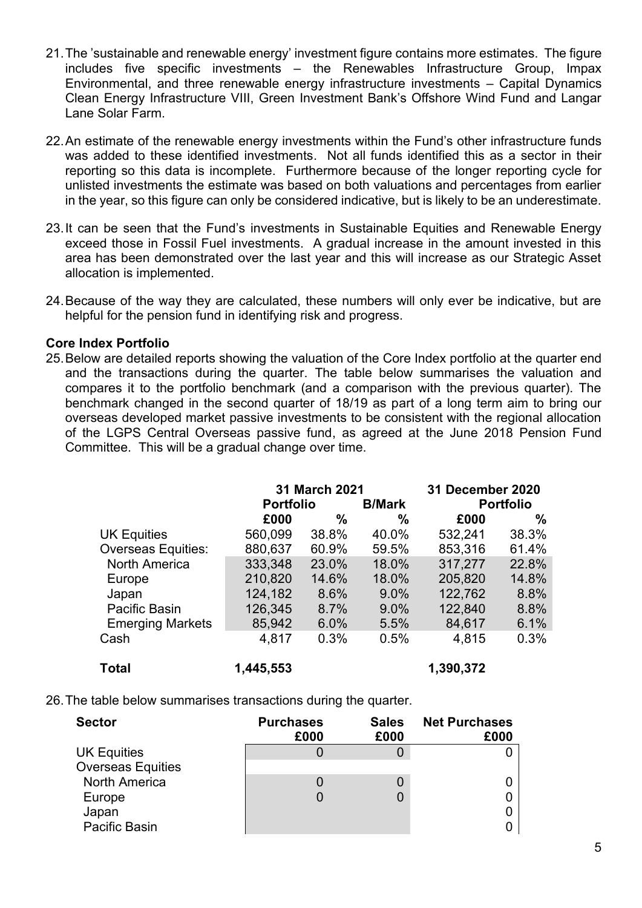21. The 'sustainable and renewable energy' investment figure contains more estimates. The figure includes five specific investments – the Renewables Infrastructure Group, Impax Environmental, and three renewable energy infrastructure investments – Capital Dynamics Clean Energy Infrastructure VIII, Green Investment Bank's Offshore Wind Fund and Langar Lane Solar Farm.

22. An estimate of the renewable energy investments within the Fund's other infrastructure funds was added to these identified investments. Not all funds identified this as a sector in their reporting so this data is incomplete. Furthermore because of the longer reporting cycle for unlisted investments the estimate was based on both valuations and percentages from earlier in the year, so this figure can only be considered indicative, but is likely to be an underestimate.

23. It can be seen that the Fund's investments in Sustainable Equities and Renewable Energy exceed those in Fossil Fuel investments. A gradual increase in the amount invested in this area has been demonstrated over the last year and this will increase as our Strategic Asset allocation is implemented.

24. Because of the way they are calculated, these numbers will only ever be indicative, but are helpful for the pension fund in identifying risk and progress.

**Core Index Portfolio**

25. Below are detailed reports showing the valuation of the Core Index portfolio at the quarter end and the transactions during the quarter. The table below summarises the valuation and compares it to the portfolio benchmark (and a comparison with the previous quarter). The benchmark changed in the second quarter of 18/19 as part of a long term aim to bring our overseas developed market passive investments to be consistent with the regional allocation of the LGPS Central Overseas passive fund, as agreed at the June 2018 Pension Fund Committee. This will be a gradual change over time.

| | 31 March 2021 | | | 31 December 2020 | |
|---|---|---|---|---|---|
| | Portfolio | | B/Mark | Portfolio | |
| | £000 | % | % | £000 | % |
| UK Equities | 560,099 | 38.8% | 40.0% | 532,241 | 38.3% |
| Overseas Equities: | 880,637 | 60.9% | 59.5% | 853,316 | 61.4% |
| North America | 333,348 | 23.0% | 18.0% | 317,277 | 22.8% |
| Europe | 210,820 | 14.6% | 18.0% | 205,820 | 14.8% |
| Japan | 124,182 | 8.6% | 9.0% | 122,762 | 8.8% |
| Pacific Basin | 126,345 | 8.7% | 9.0% | 122,840 | 8.8% |
| Emerging Markets | 85,942 | 6.0% | 5.5% | 84,617 | 6.1% |
| Cash | 4,817 | 0.3% | 0.5% | 4,815 | 0.3% |
| **Total** | **1,445,553** | | | **1,390,372** | |

26. The table below summarises transactions during the quarter.

| Sector | Purchases £000 | Sales £000 | Net Purchases £000 |
|---|---|---|---|
| UK Equities | 0 | 0 | 0 |
| Overseas Equities | | | |
| North America | 0 | 0 | 0 |
| Europe | 0 | 0 | 0 |
| Japan | | | 0 |
| Pacific Basin | | | 0 |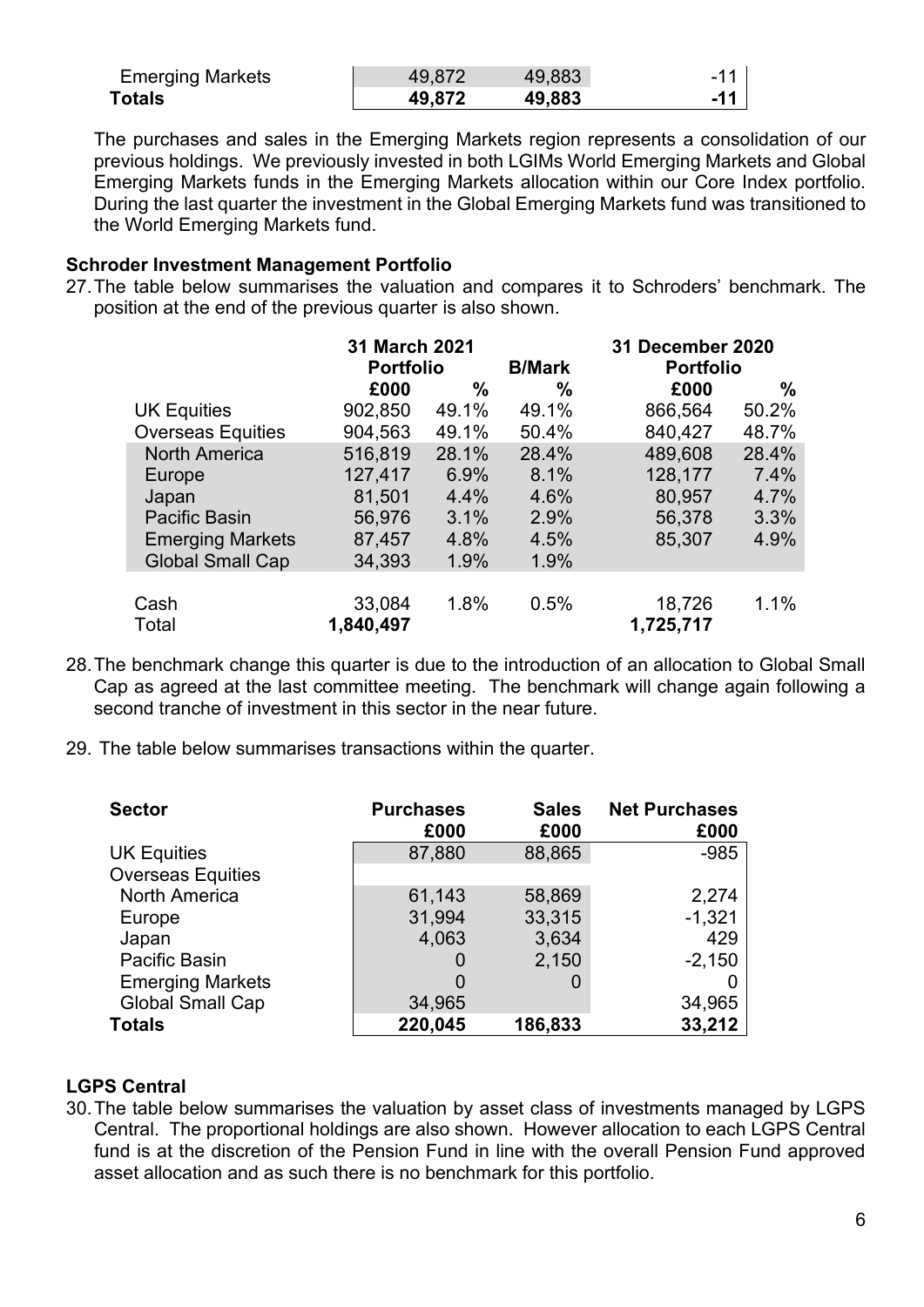| | | | |
|---|---|---|---|
| Emerging Markets | 49,872 | 49,883 | -11 |
| **Totals** | **49,872** | **49,883** | **-11** |

The purchases and sales in the Emerging Markets region represents a consolidation of our previous holdings. We previously invested in both LGIMs World Emerging Markets and Global Emerging Markets funds in the Emerging Markets allocation within our Core Index portfolio. During the last quarter the investment in the Global Emerging Markets fund was transitioned to the World Emerging Markets fund.

**Schroder Investment Management Portfolio**

27. The table below summarises the valuation and compares it to Schroders' benchmark. The position at the end of the previous quarter is also shown.

| | 31 March 2021 Portfolio | | B/Mark | 31 December 2020 Portfolio | |
|---|---|---|---|---|---|
| | £000 | % | % | £000 | % |
| UK Equities | 902,850 | 49.1% | 49.1% | 866,564 | 50.2% |
| Overseas Equities | 904,563 | 49.1% | 50.4% | 840,427 | 48.7% |
| North America | 516,819 | 28.1% | 28.4% | 489,608 | 28.4% |
| Europe | 127,417 | 6.9% | 8.1% | 128,177 | 7.4% |
| Japan | 81,501 | 4.4% | 4.6% | 80,957 | 4.7% |
| Pacific Basin | 56,976 | 3.1% | 2.9% | 56,378 | 3.3% |
| Emerging Markets | 87,457 | 4.8% | 4.5% | 85,307 | 4.9% |
| Global Small Cap | 34,393 | 1.9% | 1.9% | | |
| Cash | 33,084 | 1.8% | 0.5% | 18,726 | 1.1% |
| Total | **1,840,497** | | | **1,725,717** | |

28. The benchmark change this quarter is due to the introduction of an allocation to Global Small Cap as agreed at the last committee meeting. The benchmark will change again following a second tranche of investment in this sector in the near future.

29. The table below summarises transactions within the quarter.

| **Sector** | **Purchases £000** | **Sales £000** | **Net Purchases £000** |
|---|---|---|---|
| UK Equities | 87,880 | 88,865 | -985 |
| Overseas Equities | | | |
| North America | 61,143 | 58,869 | 2,274 |
| Europe | 31,994 | 33,315 | -1,321 |
| Japan | 4,063 | 3,634 | 429 |
| Pacific Basin | 0 | 2,150 | -2,150 |
| Emerging Markets | 0 | 0 | 0 |
| Global Small Cap | 34,965 | | 34,965 |
| **Totals** | **220,045** | **186,833** | **33,212** |

**LGPS Central**

30. The table below summarises the valuation by asset class of investments managed by LGPS Central. The proportional holdings are also shown. However allocation to each LGPS Central fund is at the discretion of the Pension Fund in line with the overall Pension Fund approved asset allocation and as such there is no benchmark for this portfolio.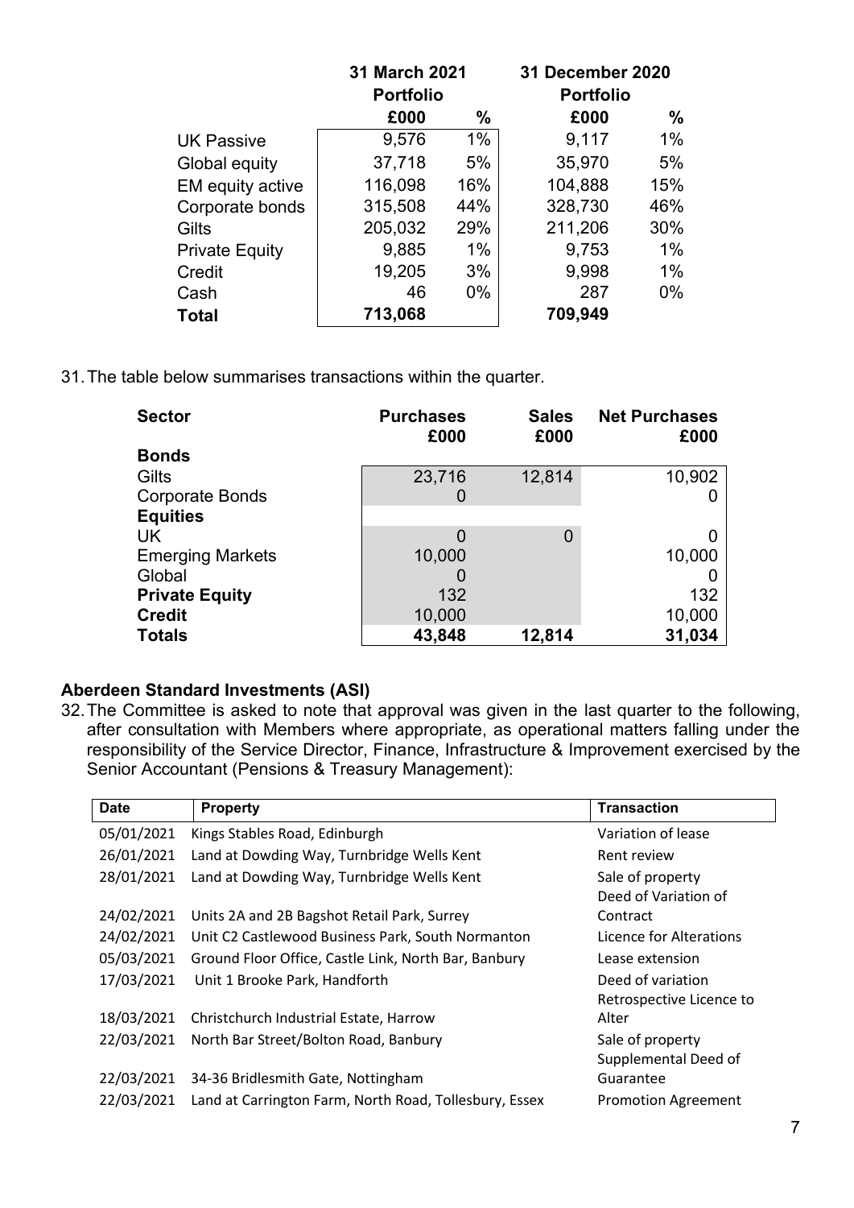| | 31 March 2021 Portfolio | | 31 December 2020 Portfolio | |
|---|---|---|---|---|
| | £000 | % | £000 | % |
| UK Passive | 9,576 | 1% | 9,117 | 1% |
| Global equity | 37,718 | 5% | 35,970 | 5% |
| EM equity active | 116,098 | 16% | 104,888 | 15% |
| Corporate bonds | 315,508 | 44% | 328,730 | 46% |
| Gilts | 205,032 | 29% | 211,206 | 30% |
| Private Equity | 9,885 | 1% | 9,753 | 1% |
| Credit | 19,205 | 3% | 9,998 | 1% |
| Cash | 46 | 0% | 287 | 0% |
| **Total** | **713,068** | | **709,949** | |

31. The table below summarises transactions within the quarter.

| Sector | Purchases £000 | Sales £000 | Net Purchases £000 |
|---|---|---|---|
| **Bonds** | | | |
| Gilts | 23,716 | 12,814 | 10,902 |
| Corporate Bonds | 0 | | 0 |
| **Equities** | | | |
| UK | 0 | 0 | 0 |
| Emerging Markets | 10,000 | | 10,000 |
| Global | 0 | | 0 |
| **Private Equity** | 132 | | 132 |
| **Credit** | 10,000 | | 10,000 |
| **Totals** | **43,848** | **12,814** | **31,034** |

**Aberdeen Standard Investments (ASI)**

32. The Committee is asked to note that approval was given in the last quarter to the following, after consultation with Members where appropriate, as operational matters falling under the responsibility of the Service Director, Finance, Infrastructure & Improvement exercised by the Senior Accountant (Pensions & Treasury Management):

| Date | Property | Transaction |
|---|---|---|
| 05/01/2021 | Kings Stables Road, Edinburgh | Variation of lease |
| 26/01/2021 | Land at Dowding Way, Turnbridge Wells Kent | Rent review |
| 28/01/2021 | Land at Dowding Way, Turnbridge Wells Kent | Sale of property |
| 24/02/2021 | Units 2A and 2B Bagshot Retail Park, Surrey | Deed of Variation of Contract |
| 24/02/2021 | Unit C2 Castlewood Business Park, South Normanton | Licence for Alterations |
| 05/03/2021 | Ground Floor Office, Castle Link, North Bar, Banbury | Lease extension |
| 17/03/2021 | Unit 1 Brooke Park, Handforth | Deed of variation |
| 18/03/2021 | Christchurch Industrial Estate, Harrow | Retrospective Licence to Alter |
| 22/03/2021 | North Bar Street/Bolton Road, Banbury | Sale of property |
| 22/03/2021 | 34-36 Bridlesmith Gate, Nottingham | Supplemental Deed of Guarantee |
| 22/03/2021 | Land at Carrington Farm, North Road, Tollesbury, Essex | Promotion Agreement |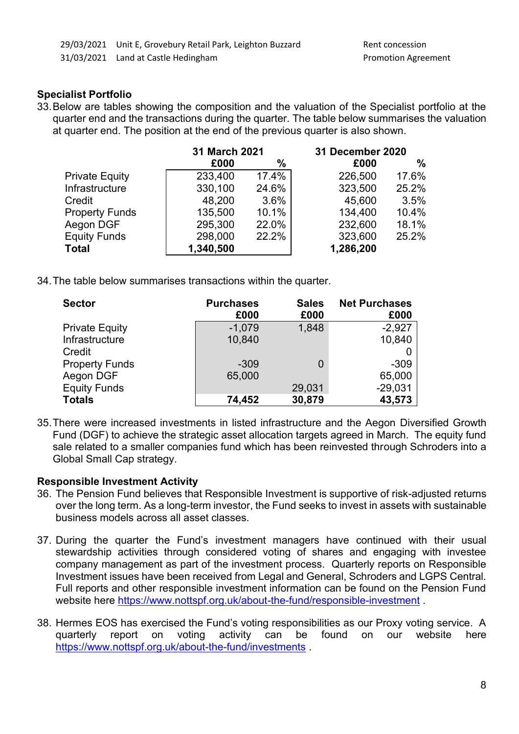| | | |
|---|---|---|
| 29/03/2021 | Unit E, Grovebury Retail Park, Leighton Buzzard | Rent concession |
| 31/03/2021 | Land at Castle Hedingham | Promotion Agreement |

**Specialist Portfolio**

33. Below are tables showing the composition and the valuation of the Specialist portfolio at the quarter end and the transactions during the quarter. The table below summarises the valuation at quarter end. The position at the end of the previous quarter is also shown.

| | 31 March 2021 | | 31 December 2020 | |
|---|---|---|---|---|
| | £000 | % | £000 | % |
| Private Equity | 233,400 | 17.4% | 226,500 | 17.6% |
| Infrastructure | 330,100 | 24.6% | 323,500 | 25.2% |
| Credit | 48,200 | 3.6% | 45,600 | 3.5% |
| Property Funds | 135,500 | 10.1% | 134,400 | 10.4% |
| Aegon DGF | 295,300 | 22.0% | 232,600 | 18.1% |
| Equity Funds | 298,000 | 22.2% | 323,600 | 25.2% |
| **Total** | **1,340,500** | | **1,286,200** | |

34. The table below summarises transactions within the quarter.

| Sector | Purchases £000 | Sales £000 | Net Purchases £000 |
|---|---|---|---|
| Private Equity | -1,079 | 1,848 | -2,927 |
| Infrastructure | 10,840 | | 10,840 |
| Credit | | | 0 |
| Property Funds | -309 | 0 | -309 |
| Aegon DGF | 65,000 | | 65,000 |
| Equity Funds | | 29,031 | -29,031 |
| **Totals** | **74,452** | **30,879** | **43,573** |

35. There were increased investments in listed infrastructure and the Aegon Diversified Growth Fund (DGF) to achieve the strategic asset allocation targets agreed in March. The equity fund sale related to a smaller companies fund which has been reinvested through Schroders into a Global Small Cap strategy.

**Responsible Investment Activity**

36. The Pension Fund believes that Responsible Investment is supportive of risk-adjusted returns over the long term. As a long-term investor, the Fund seeks to invest in assets with sustainable business models across all asset classes.

37. During the quarter the Fund's investment managers have continued with their usual stewardship activities through considered voting of shares and engaging with investee company management as part of the investment process. Quarterly reports on Responsible Investment issues have been received from Legal and General, Schroders and LGPS Central. Full reports and other responsible investment information can be found on the Pension Fund website here https://www.nottspf.org.uk/about-the-fund/responsible-investment .

38. Hermes EOS has exercised the Fund's voting responsibilities as our Proxy voting service. A quarterly report on voting activity can be found on our website here https://www.nottspf.org.uk/about-the-fund/investments .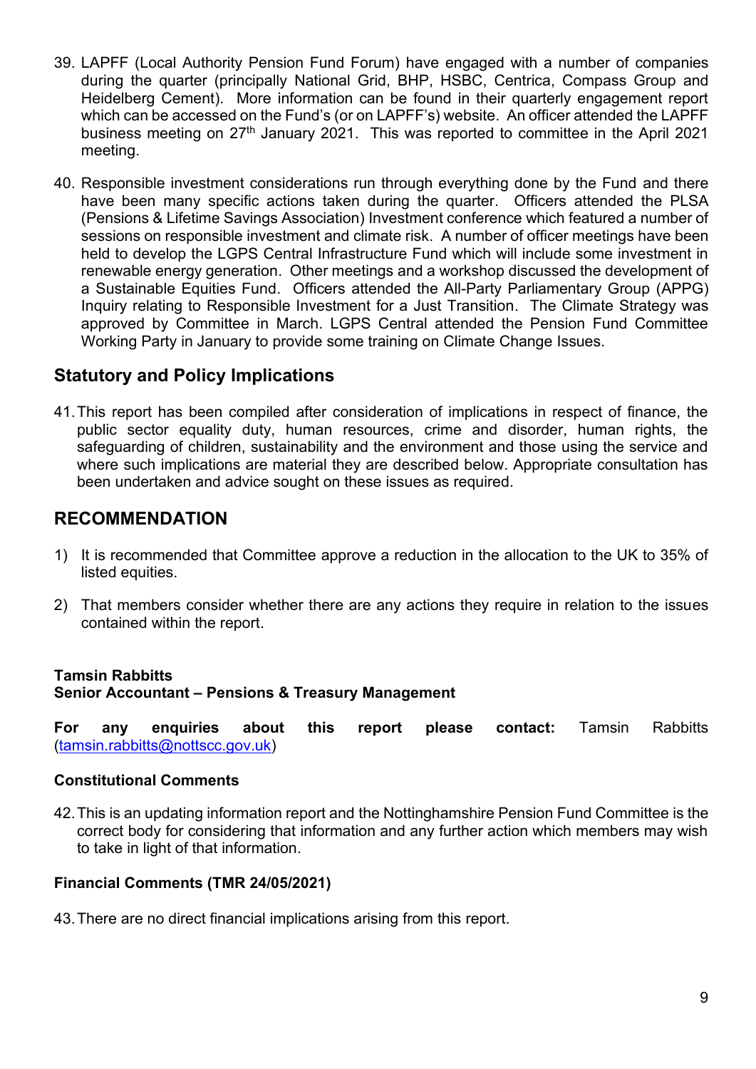39. LAPFF (Local Authority Pension Fund Forum) have engaged with a number of companies during the quarter (principally National Grid, BHP, HSBC, Centrica, Compass Group and Heidelberg Cement). More information can be found in their quarterly engagement report which can be accessed on the Fund's (or on LAPFF's) website. An officer attended the LAPFF business meeting on 27th January 2021. This was reported to committee in the April 2021 meeting.

40. Responsible investment considerations run through everything done by the Fund and there have been many specific actions taken during the quarter. Officers attended the PLSA (Pensions & Lifetime Savings Association) Investment conference which featured a number of sessions on responsible investment and climate risk. A number of officer meetings have been held to develop the LGPS Central Infrastructure Fund which will include some investment in renewable energy generation. Other meetings and a workshop discussed the development of a Sustainable Equities Fund. Officers attended the All-Party Parliamentary Group (APPG) Inquiry relating to Responsible Investment for a Just Transition. The Climate Strategy was approved by Committee in March. LGPS Central attended the Pension Fund Committee Working Party in January to provide some training on Climate Change Issues.

## Statutory and Policy Implications

41. This report has been compiled after consideration of implications in respect of finance, the public sector equality duty, human resources, crime and disorder, human rights, the safeguarding of children, sustainability and the environment and those using the service and where such implications are material they are described below. Appropriate consultation has been undertaken and advice sought on these issues as required.

## RECOMMENDATION

1) It is recommended that Committee approve a reduction in the allocation to the UK to 35% of listed equities.

2) That members consider whether there are any actions they require in relation to the issues contained within the report.

**Tamsin Rabbitts**
**Senior Accountant – Pensions & Treasury Management**

**For any enquiries about this report please contact:** Tamsin Rabbitts (tamsin.rabbitts@nottscc.gov.uk)

**Constitutional Comments**

42. This is an updating information report and the Nottinghamshire Pension Fund Committee is the correct body for considering that information and any further action which members may wish to take in light of that information.

**Financial Comments (TMR 24/05/2021)**

43. There are no direct financial implications arising from this report.